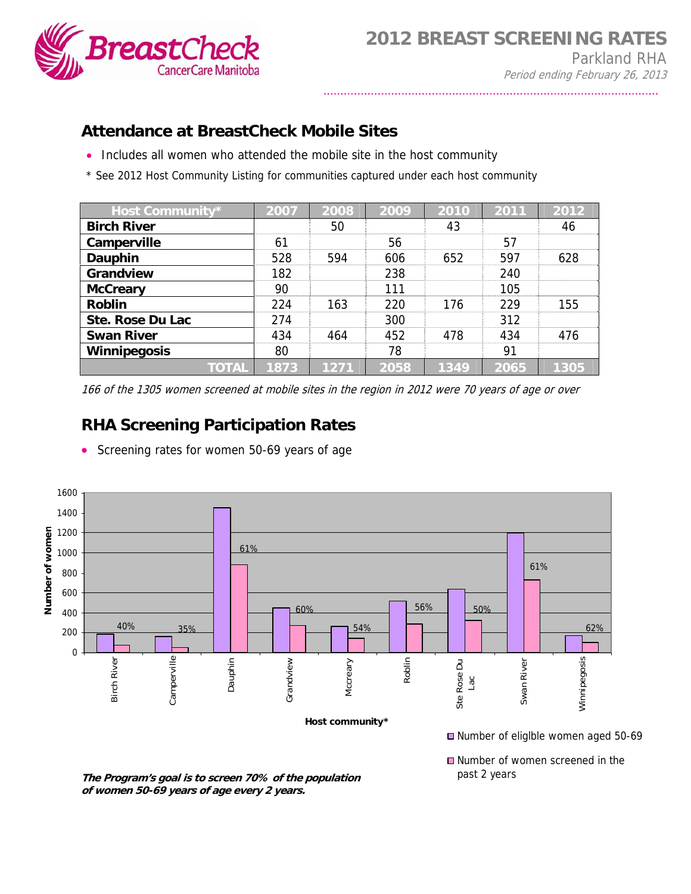# 2012 BREAST SCREENING RATES

Parkland RHA

*Period ending February 26, 2013*

## Attendance at BreastCheck Mobile Sites

- Includes all women who attended the mobile site in the host community

\* See 2012 Host Community Listing for communities captured under each host community

| Host Community* | 2007 | 2008 | 2009 | 2010 | 2011 | 2012 |
|---|---|---|---|---|---|---|
| **Birch River** | | 50 | | 43 | | 46 |
| **Camperville** | 61 | | 56 | | 57 | |
| **Dauphin** | 528 | 594 | 606 | 652 | 597 | 628 |
| **Grandview** | 182 | | 238 | | 240 | |
| **McCreary** | 90 | | 111 | | 105 | |
| **Roblin** | 224 | 163 | 220 | 176 | 229 | 155 |
| **Ste. Rose Du Lac** | 274 | | 300 | | 312 | |
| **Swan River** | 434 | 464 | 452 | 478 | 434 | 476 |
| **Winnipegosis** | 80 | | 78 | | 91 | |
| **TOTAL** | **1873** | **1271** | **2058** | **1349** | **2065** | **1305** |

*166 of the 1305 women screened at mobile sites in the region in 2012 were 70 years of age or over*

## RHA Screening Participation Rates

- Screening rates for women 50-69 years of age

| Host community* | Screening rate |
|---|---|
| Birch River | 40% |
| Camperville | 35% |
| Dauphin | 61% |
| Grandview | 60% |
| Mccreary | 54% |
| Roblin | 56% |
| Ste Rose Du Lac | 50% |
| Swan River | 61% |
| Winnipegosis | 62% |

Legend: Number of eliglble women aged 50-69; Number of women screened in the past 2 years

***The Program's goal is to screen 70% of the population of women 50-69 years of age every 2 years.***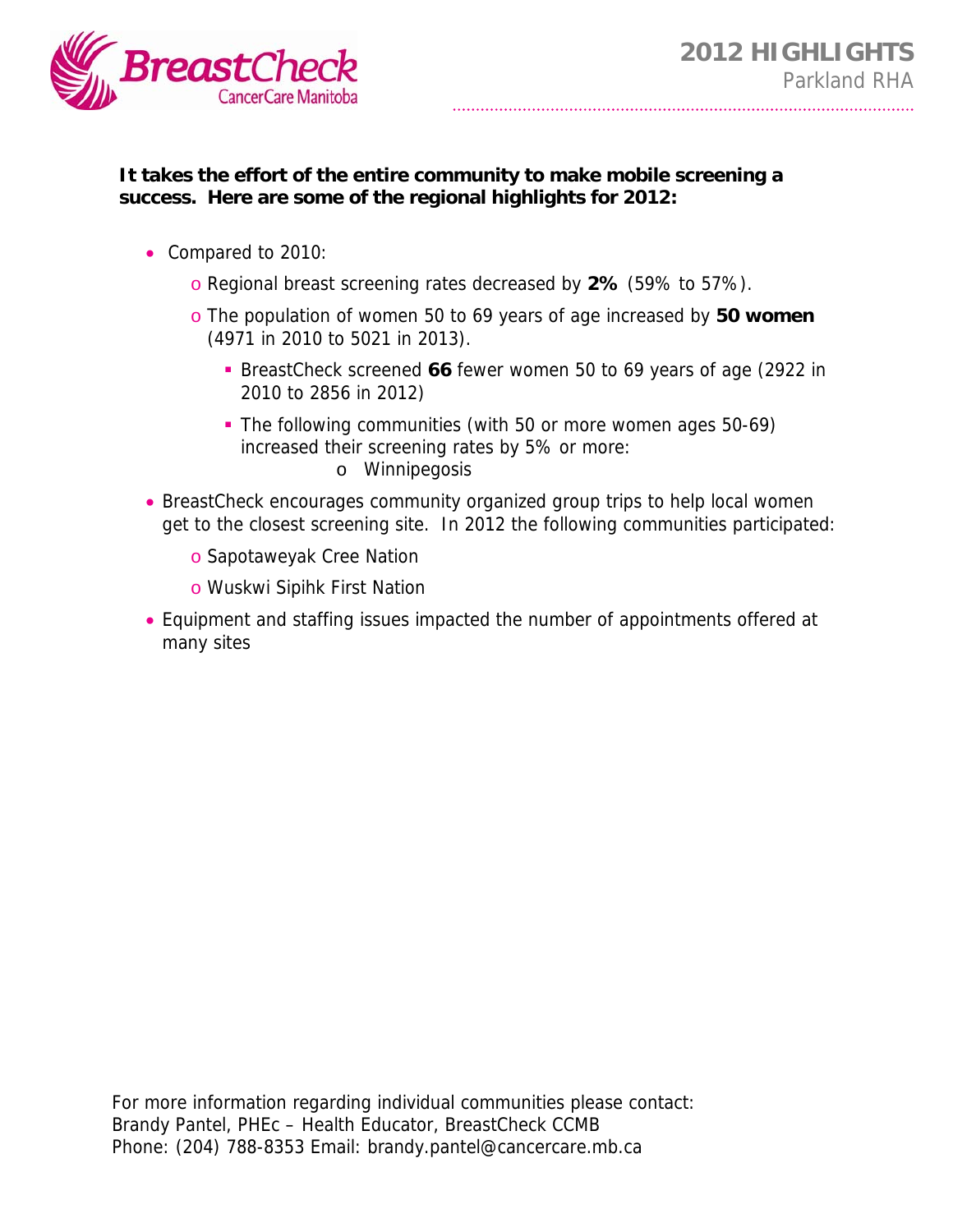# 2012 HIGHLIGHTS

## Parkland RHA

**It takes the effort of the entire community to make mobile screening a success. Here are some of the regional highlights for 2012:**

- Compared to 2010:
  - Regional breast screening rates decreased by **2%** (59% to 57%).
  - The population of women 50 to 69 years of age increased by **50 women** (4971 in 2010 to 5021 in 2013).
    - BreastCheck screened **66** fewer women 50 to 69 years of age (2922 in 2010 to 2856 in 2012)
    - The following communities (with 50 or more women ages 50-69) increased their screening rates by 5% or more:
      - Winnipegosis
- BreastCheck encourages community organized group trips to help local women get to the closest screening site. In 2012 the following communities participated:
  - Sapotaweyak Cree Nation
  - Wuskwi Sipihk First Nation
- Equipment and staffing issues impacted the number of appointments offered at many sites

For more information regarding individual communities please contact:
Brandy Pantel, PHEc – Health Educator, BreastCheck CCMB
Phone: (204) 788-8353 Email: brandy.pantel@cancercare.mb.ca